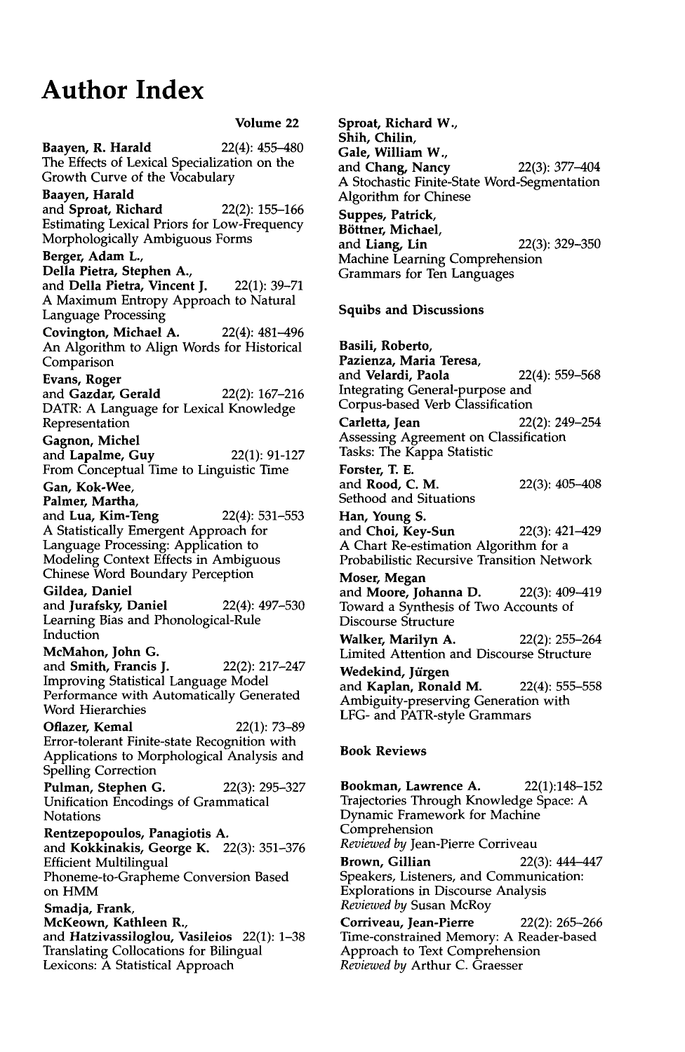# Author Index

Volume 22

**Baayen, R. Harald** 22(4): 455–480
The Effects of Lexical Specialization on the Growth Curve of the Vocabulary

**Baayen, Harald**
and **Sproat, Richard** 22(2): 155–166
Estimating Lexical Priors for Low-Frequency Morphologically Ambiguous Forms

**Berger, Adam L.,**
**Della Pietra, Stephen A.,**
and **Della Pietra, Vincent J.** 22(1): 39–71
A Maximum Entropy Approach to Natural Language Processing

**Covington, Michael A.** 22(4): 481–496
An Algorithm to Align Words for Historical Comparison

**Evans, Roger**
and **Gazdar, Gerald** 22(2): 167–216
DATR: A Language for Lexical Knowledge Representation

**Gagnon, Michel**
and **Lapalme, Guy** 22(1): 91–127
From Conceptual Time to Linguistic Time

**Gan, Kok-Wee,**
**Palmer, Martha,**
and **Lua, Kim-Teng** 22(4): 531–553
A Statistically Emergent Approach for Language Processing: Application to Modeling Context Effects in Ambiguous Chinese Word Boundary Perception

**Gildea, Daniel**
and **Jurafsky, Daniel** 22(4): 497–530
Learning Bias and Phonological-Rule Induction

**McMahon, John G.**
and **Smith, Francis J.** 22(2): 217–247
Improving Statistical Language Model Performance with Automatically Generated Word Hierarchies

**Oflazer, Kemal** 22(1): 73–89
Error-tolerant Finite-state Recognition with Applications to Morphological Analysis and Spelling Correction

**Pulman, Stephen G.** 22(3): 295–327
Unification Encodings of Grammatical Notations

**Rentzepopoulos, Panagiotis A.**
and **Kokkinakis, George K.** 22(3): 351–376
Efficient Multilingual Phoneme-to-Grapheme Conversion Based on HMM

**Smadja, Frank,**
**McKeown, Kathleen R.,**
and **Hatzivassiloglou, Vasileios** 22(1): 1–38
Translating Collocations for Bilingual Lexicons: A Statistical Approach

**Sproat, Richard W.,**
**Shih, Chilin,**
**Gale, William W.,**
and **Chang, Nancy** 22(3): 377–404
A Stochastic Finite-State Word-Segmentation Algorithm for Chinese

**Suppes, Patrick,**
**Böttner, Michael,**
and **Liang, Lin** 22(3): 329–350
Machine Learning Comprehension Grammars for Ten Languages

## Squibs and Discussions

**Basili, Roberto,**
**Pazienza, Maria Teresa,**
and **Velardi, Paola** 22(4): 559–568
Integrating General-purpose and Corpus-based Verb Classification

**Carletta, Jean** 22(2): 249–254
Assessing Agreement on Classification Tasks: The Kappa Statistic

**Forster, T. E.**
and **Rood, C. M.** 22(3): 405–408
Sethood and Situations

**Han, Young S.**
and **Choi, Key-Sun** 22(3): 421–429
A Chart Re-estimation Algorithm for a Probabilistic Recursive Transition Network

**Moser, Megan**
and **Moore, Johanna D.** 22(3): 409–419
Toward a Synthesis of Two Accounts of Discourse Structure

**Walker, Marilyn A.** 22(2): 255–264
Limited Attention and Discourse Structure

**Wedekind, Jürgen**
and **Kaplan, Ronald M.** 22(4): 555–558
Ambiguity-preserving Generation with LFG- and PATR-style Grammars

## Book Reviews

**Bookman, Lawrence A.** 22(1):148–152
Trajectories Through Knowledge Space: A Dynamic Framework for Machine Comprehension
*Reviewed by* Jean-Pierre Corriveau

**Brown, Gillian** 22(3): 444–447
Speakers, Listeners, and Communication: Explorations in Discourse Analysis
*Reviewed by* Susan McRoy

**Corriveau, Jean-Pierre** 22(2): 265–266
Time-constrained Memory: A Reader-based Approach to Text Comprehension
*Reviewed by* Arthur C. Graesser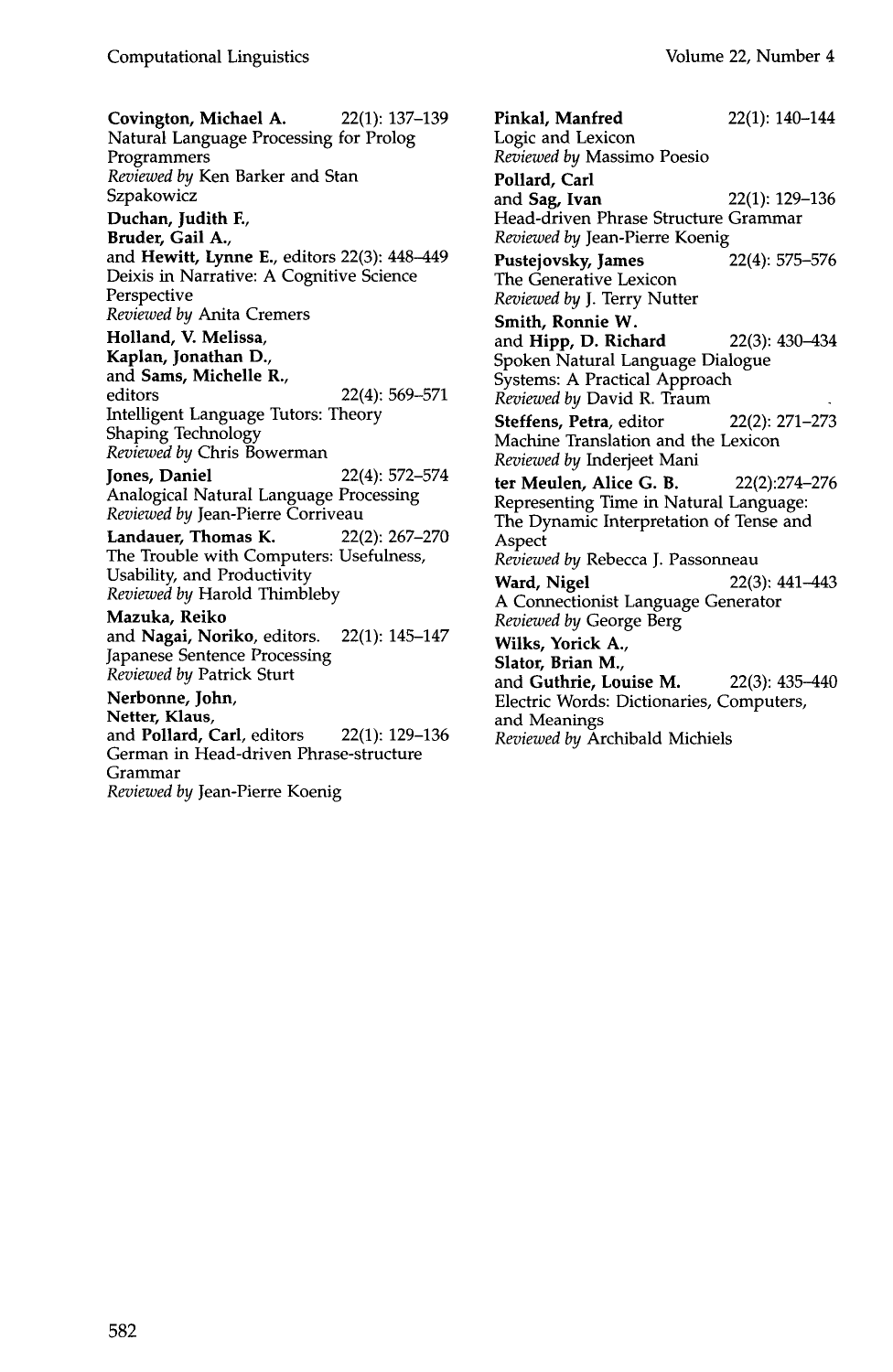**Covington, Michael A.** 22(1): 137–139
Natural Language Processing for Prolog Programmers
*Reviewed by* Ken Barker and Stan Szpakowicz

**Duchan, Judith F.**, **Bruder, Gail A.**, and **Hewitt, Lynne E.**, editors 22(3): 448–449
Deixis in Narrative: A Cognitive Science Perspective
*Reviewed by* Anita Cremers

**Holland, V. Melissa**, **Kaplan, Jonathan D.**, and **Sams, Michelle R.**, editors 22(4): 569–571
Intelligent Language Tutors: Theory Shaping Technology
*Reviewed by* Chris Bowerman

**Jones, Daniel** 22(4): 572–574
Analogical Natural Language Processing
*Reviewed by* Jean-Pierre Corriveau

**Landauer, Thomas K.** 22(2): 267–270
The Trouble with Computers: Usefulness, Usability, and Productivity
*Reviewed by* Harold Thimbleby

**Mazuka, Reiko** and **Nagai, Noriko**, editors. 22(1): 145–147
Japanese Sentence Processing
*Reviewed by* Patrick Sturt

**Nerbonne, John**, **Netter, Klaus**, and **Pollard, Carl**, editors 22(1): 129–136
German in Head-driven Phrase-structure Grammar
*Reviewed by* Jean-Pierre Koenig

**Pinkal, Manfred** 22(1): 140–144
Logic and Lexicon
*Reviewed by* Massimo Poesio

**Pollard, Carl** and **Sag, Ivan** 22(1): 129–136
Head-driven Phrase Structure Grammar
*Reviewed by* Jean-Pierre Koenig

**Pustejovsky, James** 22(4): 575–576
The Generative Lexicon
*Reviewed by* J. Terry Nutter

**Smith, Ronnie W.** and **Hipp, D. Richard** 22(3): 430–434
Spoken Natural Language Dialogue Systems: A Practical Approach
*Reviewed by* David R. Traum

**Steffens, Petra**, editor 22(2): 271–273
Machine Translation and the Lexicon
*Reviewed by* Inderjeet Mani

**ter Meulen, Alice G. B.** 22(2):274–276
Representing Time in Natural Language: The Dynamic Interpretation of Tense and Aspect
*Reviewed by* Rebecca J. Passonneau

**Ward, Nigel** 22(3): 441–443
A Connectionist Language Generator
*Reviewed by* George Berg

**Wilks, Yorick A.**, **Slator, Brian M.**, and **Guthrie, Louise M.** 22(3): 435–440
Electric Words: Dictionaries, Computers, and Meanings
*Reviewed by* Archibald Michiels